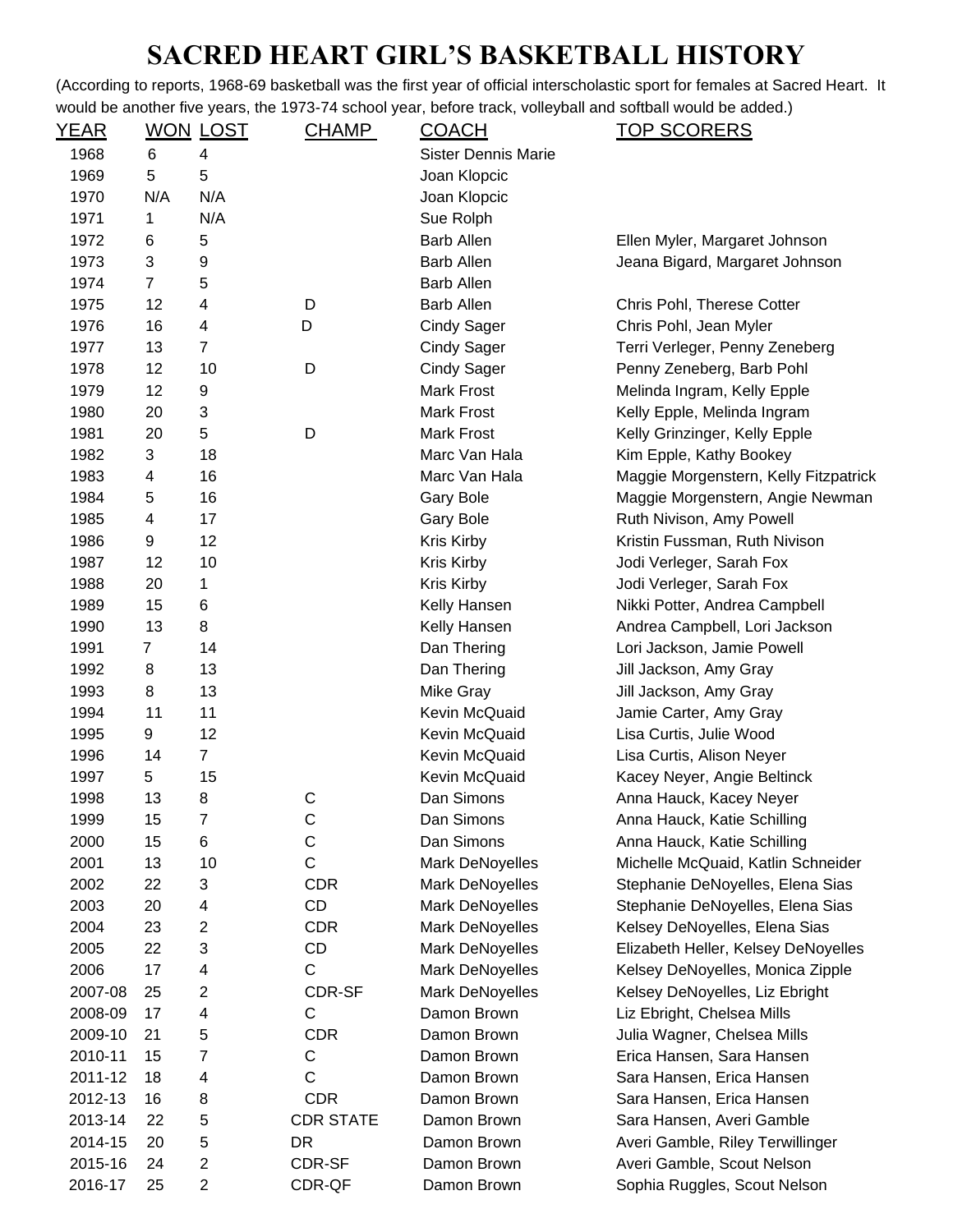# SACRED HEART GIRL'S BASKETBALL HISTORY

(According to reports, 1968-69 basketball was the first year of official interscholastic sport for females at Sacred Heart. It would be another five years, the 1973-74 school year, before track, volleyball and softball would be added.)

| YEAR | WON | LOST | CHAMP | COACH | TOP SCORERS |
|---|---|---|---|---|---|
| 1968 | 6 | 4 | | Sister Dennis Marie | |
| 1969 | 5 | 5 | | Joan Klopcic | |
| 1970 | N/A | N/A | | Joan Klopcic | |
| 1971 | 1 | N/A | | Sue Rolph | |
| 1972 | 6 | 5 | | Barb Allen | Ellen Myler, Margaret Johnson |
| 1973 | 3 | 9 | | Barb Allen | Jeana Bigard, Margaret Johnson |
| 1974 | 7 | 5 | | Barb Allen | |
| 1975 | 12 | 4 | D | Barb Allen | Chris Pohl, Therese Cotter |
| 1976 | 16 | 4 | D | Cindy Sager | Chris Pohl, Jean Myler |
| 1977 | 13 | 7 | | Cindy Sager | Terri Verleger, Penny Zeneberg |
| 1978 | 12 | 10 | D | Cindy Sager | Penny Zeneberg, Barb Pohl |
| 1979 | 12 | 9 | | Mark Frost | Melinda Ingram, Kelly Epple |
| 1980 | 20 | 3 | | Mark Frost | Kelly Epple, Melinda Ingram |
| 1981 | 20 | 5 | D | Mark Frost | Kelly Grinzinger, Kelly Epple |
| 1982 | 3 | 18 | | Marc Van Hala | Kim Epple, Kathy Bookey |
| 1983 | 4 | 16 | | Marc Van Hala | Maggie Morgenstern, Kelly Fitzpatrick |
| 1984 | 5 | 16 | | Gary Bole | Maggie Morgenstern, Angie Newman |
| 1985 | 4 | 17 | | Gary Bole | Ruth Nivison, Amy Powell |
| 1986 | 9 | 12 | | Kris Kirby | Kristin Fussman, Ruth Nivison |
| 1987 | 12 | 10 | | Kris Kirby | Jodi Verleger, Sarah Fox |
| 1988 | 20 | 1 | | Kris Kirby | Jodi Verleger, Sarah Fox |
| 1989 | 15 | 6 | | Kelly Hansen | Nikki Potter, Andrea Campbell |
| 1990 | 13 | 8 | | Kelly Hansen | Andrea Campbell, Lori Jackson |
| 1991 | 7 | 14 | | Dan Thering | Lori Jackson, Jamie Powell |
| 1992 | 8 | 13 | | Dan Thering | Jill Jackson, Amy Gray |
| 1993 | 8 | 13 | | Mike Gray | Jill Jackson, Amy Gray |
| 1994 | 11 | 11 | | Kevin McQuaid | Jamie Carter, Amy Gray |
| 1995 | 9 | 12 | | Kevin McQuaid | Lisa Curtis, Julie Wood |
| 1996 | 14 | 7 | | Kevin McQuaid | Lisa Curtis, Alison Neyer |
| 1997 | 5 | 15 | | Kevin McQuaid | Kacey Neyer, Angie Beltinck |
| 1998 | 13 | 8 | C | Dan Simons | Anna Hauck, Kacey Neyer |
| 1999 | 15 | 7 | C | Dan Simons | Anna Hauck, Katie Schilling |
| 2000 | 15 | 6 | C | Dan Simons | Anna Hauck, Katie Schilling |
| 2001 | 13 | 10 | C | Mark DeNoyelles | Michelle McQuaid, Katlin Schneider |
| 2002 | 22 | 3 | CDR | Mark DeNoyelles | Stephanie DeNoyelles, Elena Sias |
| 2003 | 20 | 4 | CD | Mark DeNoyelles | Stephanie DeNoyelles, Elena Sias |
| 2004 | 23 | 2 | CDR | Mark DeNoyelles | Kelsey DeNoyelles, Elena Sias |
| 2005 | 22 | 3 | CD | Mark DeNoyelles | Elizabeth Heller, Kelsey DeNoyelles |
| 2006 | 17 | 4 | C | Mark DeNoyelles | Kelsey DeNoyelles, Monica Zipple |
| 2007-08 | 25 | 2 | CDR-SF | Mark DeNoyelles | Kelsey DeNoyelles, Liz Ebright |
| 2008-09 | 17 | 4 | C | Damon Brown | Liz Ebright, Chelsea Mills |
| 2009-10 | 21 | 5 | CDR | Damon Brown | Julia Wagner, Chelsea Mills |
| 2010-11 | 15 | 7 | C | Damon Brown | Erica Hansen, Sara Hansen |
| 2011-12 | 18 | 4 | C | Damon Brown | Sara Hansen, Erica Hansen |
| 2012-13 | 16 | 8 | CDR | Damon Brown | Sara Hansen, Erica Hansen |
| 2013-14 | 22 | 5 | CDR STATE | Damon Brown | Sara Hansen, Averi Gamble |
| 2014-15 | 20 | 5 | DR | Damon Brown | Averi Gamble, Riley Terwillinger |
| 2015-16 | 24 | 2 | CDR-SF | Damon Brown | Averi Gamble, Scout Nelson |
| 2016-17 | 25 | 2 | CDR-QF | Damon Brown | Sophia Ruggles, Scout Nelson |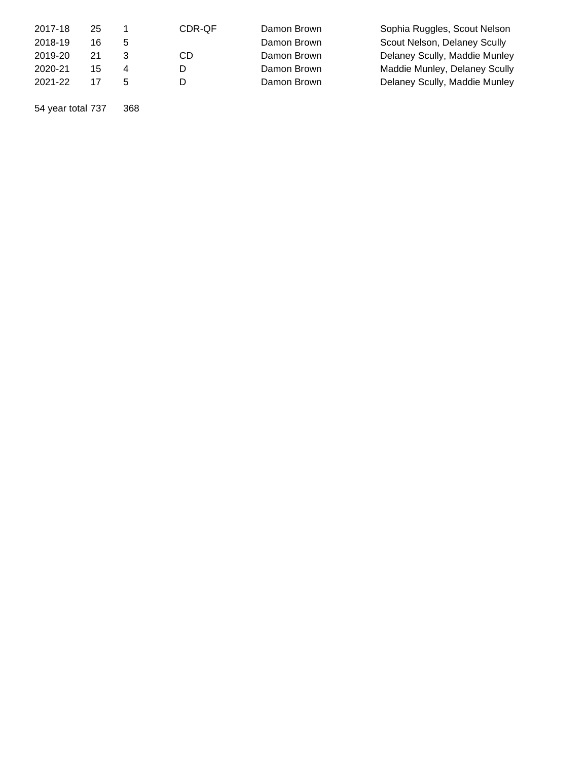| | | | | | |
|---|---|---|---|---|---|
| 2017-18 | 25 | 1 | CDR-QF | Damon Brown | Sophia Ruggles, Scout Nelson |
| 2018-19 | 16 | 5 | | Damon Brown | Scout Nelson, Delaney Scully |
| 2019-20 | 21 | 3 | CD | Damon Brown | Delaney Scully, Maddie Munley |
| 2020-21 | 15 | 4 | D | Damon Brown | Maddie Munley, Delaney Scully |
| 2021-22 | 17 | 5 | D | Damon Brown | Delaney Scully, Maddie Munley |
| | | | | | |
| 54 year total | 737 | 368 | | | |